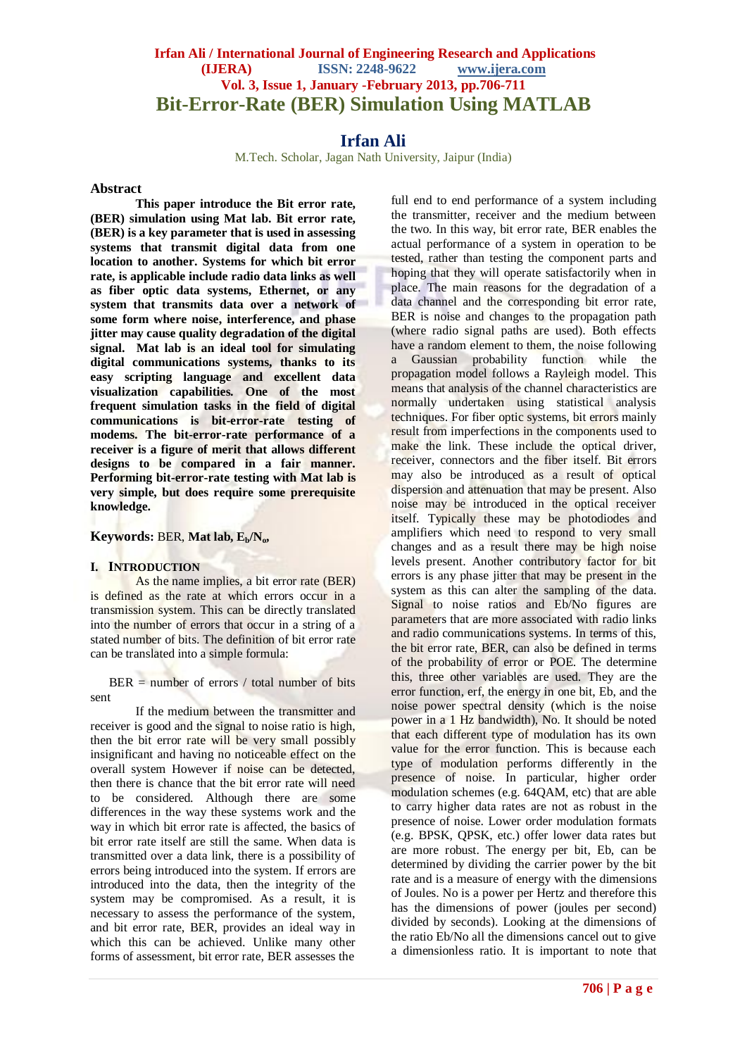# Bit-Error-Rate (BER) Simulation Using MATLAB

## Irfan Ali

M.Tech. Scholar, Jagan Nath University, Jaipur (India)

### Abstract

**This paper introduce the Bit error rate, (BER) simulation using Mat lab. Bit error rate, (BER) is a key parameter that is used in assessing systems that transmit digital data from one location to another. Systems for which bit error rate, is applicable include radio data links as well as fiber optic data systems, Ethernet, or any system that transmits data over a network of some form where noise, interference, and phase jitter may cause quality degradation of the digital signal. Mat lab is an ideal tool for simulating digital communications systems, thanks to its easy scripting language and excellent data visualization capabilities. One of the most frequent simulation tasks in the field of digital communications is bit-error-rate testing of modems. The bit-error-rate performance of a receiver is a figure of merit that allows different designs to be compared in a fair manner. Performing bit-error-rate testing with Mat lab is very simple, but does require some prerequisite knowledge.**

**Keywords:** BER, **Mat lab, $E_b/N_o$,**

### I. Introduction

As the name implies, a bit error rate (BER) is defined as the rate at which errors occur in a transmission system. This can be directly translated into the number of errors that occur in a string of a stated number of bits. The definition of bit error rate can be translated into a simple formula:

BER = number of errors / total number of bits sent

If the medium between the transmitter and receiver is good and the signal to noise ratio is high, then the bit error rate will be very small possibly insignificant and having no noticeable effect on the overall system However if noise can be detected, then there is chance that the bit error rate will need to be considered. Although there are some differences in the way these systems work and the way in which bit error rate is affected, the basics of bit error rate itself are still the same. When data is transmitted over a data link, there is a possibility of errors being introduced into the system. If errors are introduced into the data, then the integrity of the system may be compromised. As a result, it is necessary to assess the performance of the system, and bit error rate, BER, provides an ideal way in which this can be achieved. Unlike many other forms of assessment, bit error rate, BER assesses the full end to end performance of a system including the transmitter, receiver and the medium between the two. In this way, bit error rate, BER enables the actual performance of a system in operation to be tested, rather than testing the component parts and hoping that they will operate satisfactorily when in place. The main reasons for the degradation of a data channel and the corresponding bit error rate, BER is noise and changes to the propagation path (where radio signal paths are used). Both effects have a random element to them, the noise following a Gaussian probability function while the propagation model follows a Rayleigh model. This means that analysis of the channel characteristics are normally undertaken using statistical analysis techniques. For fiber optic systems, bit errors mainly result from imperfections in the components used to make the link. These include the optical driver, receiver, connectors and the fiber itself. Bit errors may also be introduced as a result of optical dispersion and attenuation that may be present. Also noise may be introduced in the optical receiver itself. Typically these may be photodiodes and amplifiers which need to respond to very small changes and as a result there may be high noise levels present. Another contributory factor for bit errors is any phase jitter that may be present in the system as this can alter the sampling of the data. Signal to noise ratios and Eb/No figures are parameters that are more associated with radio links and radio communications systems. In terms of this, the bit error rate, BER, can also be defined in terms of the probability of error or POE. The determine this, three other variables are used. They are the error function, erf, the energy in one bit, Eb, and the noise power spectral density (which is the noise power in a 1 Hz bandwidth), No. It should be noted that each different type of modulation has its own value for the error function. This is because each type of modulation performs differently in the presence of noise. In particular, higher order modulation schemes (e.g. 64QAM, etc) that are able to carry higher data rates are not as robust in the presence of noise. Lower order modulation formats (e.g. BPSK, QPSK, etc.) offer lower data rates but are more robust. The energy per bit, Eb, can be determined by dividing the carrier power by the bit rate and is a measure of energy with the dimensions of Joules. No is a power per Hertz and therefore this has the dimensions of power (joules per second) divided by seconds). Looking at the dimensions of the ratio Eb/No all the dimensions cancel out to give a dimensionless ratio. It is important to note that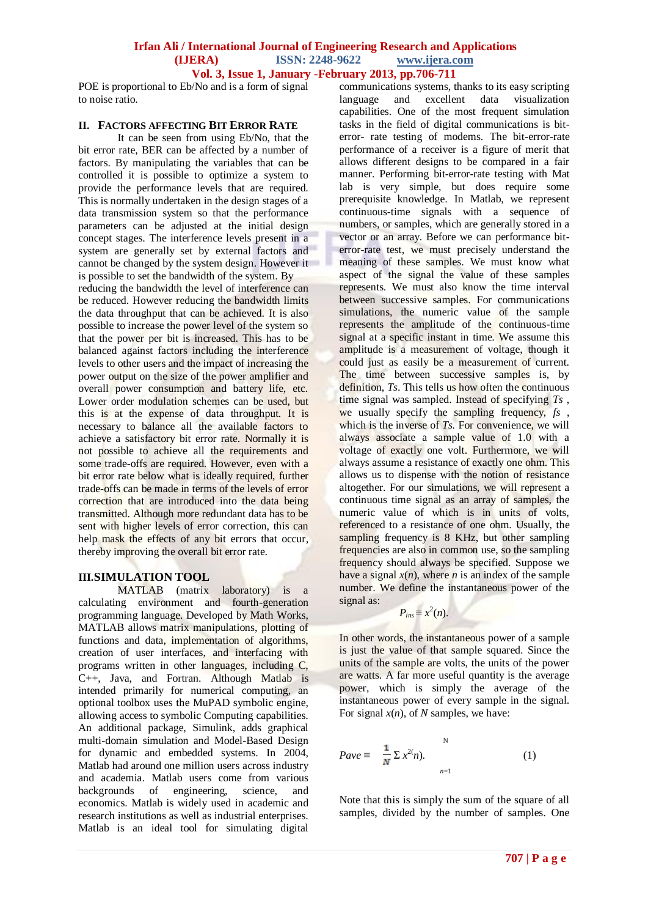POE is proportional to Eb/No and is a form of signal to noise ratio.

## II. FACTORS AFFECTING BIT ERROR RATE

It can be seen from using Eb/No, that the bit error rate, BER can be affected by a number of factors. By manipulating the variables that can be controlled it is possible to optimize a system to provide the performance levels that are required. This is normally undertaken in the design stages of a data transmission system so that the performance parameters can be adjusted at the initial design concept stages. The interference levels present in a system are generally set by external factors and cannot be changed by the system design. However it is possible to set the bandwidth of the system. By reducing the bandwidth the level of interference can be reduced. However reducing the bandwidth limits the data throughput that can be achieved. It is also possible to increase the power level of the system so that the power per bit is increased. This has to be balanced against factors including the interference levels to other users and the impact of increasing the power output on the size of the power amplifier and overall power consumption and battery life, etc. Lower order modulation schemes can be used, but this is at the expense of data throughput. It is necessary to balance all the available factors to achieve a satisfactory bit error rate. Normally it is not possible to achieve all the requirements and some trade-offs are required. However, even with a bit error rate below what is ideally required, further trade-offs can be made in terms of the levels of error correction that are introduced into the data being transmitted. Although more redundant data has to be sent with higher levels of error correction, this can help mask the effects of any bit errors that occur, thereby improving the overall bit error rate.

## III. SIMULATION TOOL

MATLAB (matrix laboratory) is a calculating environment and fourth-generation programming language. Developed by Math Works, MATLAB allows matrix manipulations, plotting of functions and data, implementation of algorithms, creation of user interfaces, and interfacing with programs written in other languages, including C, C++, Java, and Fortran. Although Matlab is intended primarily for numerical computing, an optional toolbox uses the MuPAD symbolic engine, allowing access to symbolic Computing capabilities. An additional package, Simulink, adds graphical multi-domain simulation and Model-Based Design for dynamic and embedded systems. In 2004, Matlab had around one million users across industry and academia. Matlab users come from various backgrounds of engineering, science, and economics. Matlab is widely used in academic and research institutions as well as industrial enterprises. Matlab is an ideal tool for simulating digital communications systems, thanks to its easy scripting language and excellent data visualization capabilities. One of the most frequent simulation tasks in the field of digital communications is bit-error- rate testing of modems. The bit-error-rate performance of a receiver is a figure of merit that allows different designs to be compared in a fair manner. Performing bit-error-rate testing with Mat lab is very simple, but does require some prerequisite knowledge. In Matlab, we represent continuous-time signals with a sequence of numbers, or samples, which are generally stored in a vector or an array. Before we can performance bit-error-rate test, we must precisely understand the meaning of these samples. We must know what aspect of the signal the value of these samples represents. We must also know the time interval between successive samples. For communications simulations, the numeric value of the sample represents the amplitude of the continuous-time signal at a specific instant in time. We assume this amplitude is a measurement of voltage, though it could just as easily be a measurement of current. The time between successive samples is, by definition, *Ts*. This tells us how often the continuous time signal was sampled. Instead of specifying *Ts* , we usually specify the sampling frequency, *fs* , which is the inverse of *Ts*. For convenience, we will always associate a sample value of 1.0 with a voltage of exactly one volt. Furthermore, we will always assume a resistance of exactly one ohm. This allows us to dispense with the notion of resistance altogether. For our simulations, we will represent a continuous time signal as an array of samples, the numeric value of which is in units of volts, referenced to a resistance of one ohm. Usually, the sampling frequency is 8 KHz, but other sampling frequencies are also in common use, so the sampling frequency should always be specified. Suppose we have a signal $x(n)$, where $n$ is an index of the sample number. We define the instantaneous power of the signal as:

$$P_{ins} \equiv x^2(n).$$

In other words, the instantaneous power of a sample is just the value of that sample squared. Since the units of the sample are volts, the units of the power are watts. A far more useful quantity is the average power, which is simply the average of the instantaneous power of every sample in the signal. For signal $x(n)$, of $N$ samples, we have:

$$Pave \equiv \frac{1}{N} \sum_{n=1}^{N} x^2(n). \tag{1}$$

Note that this is simply the sum of the square of all samples, divided by the number of samples. One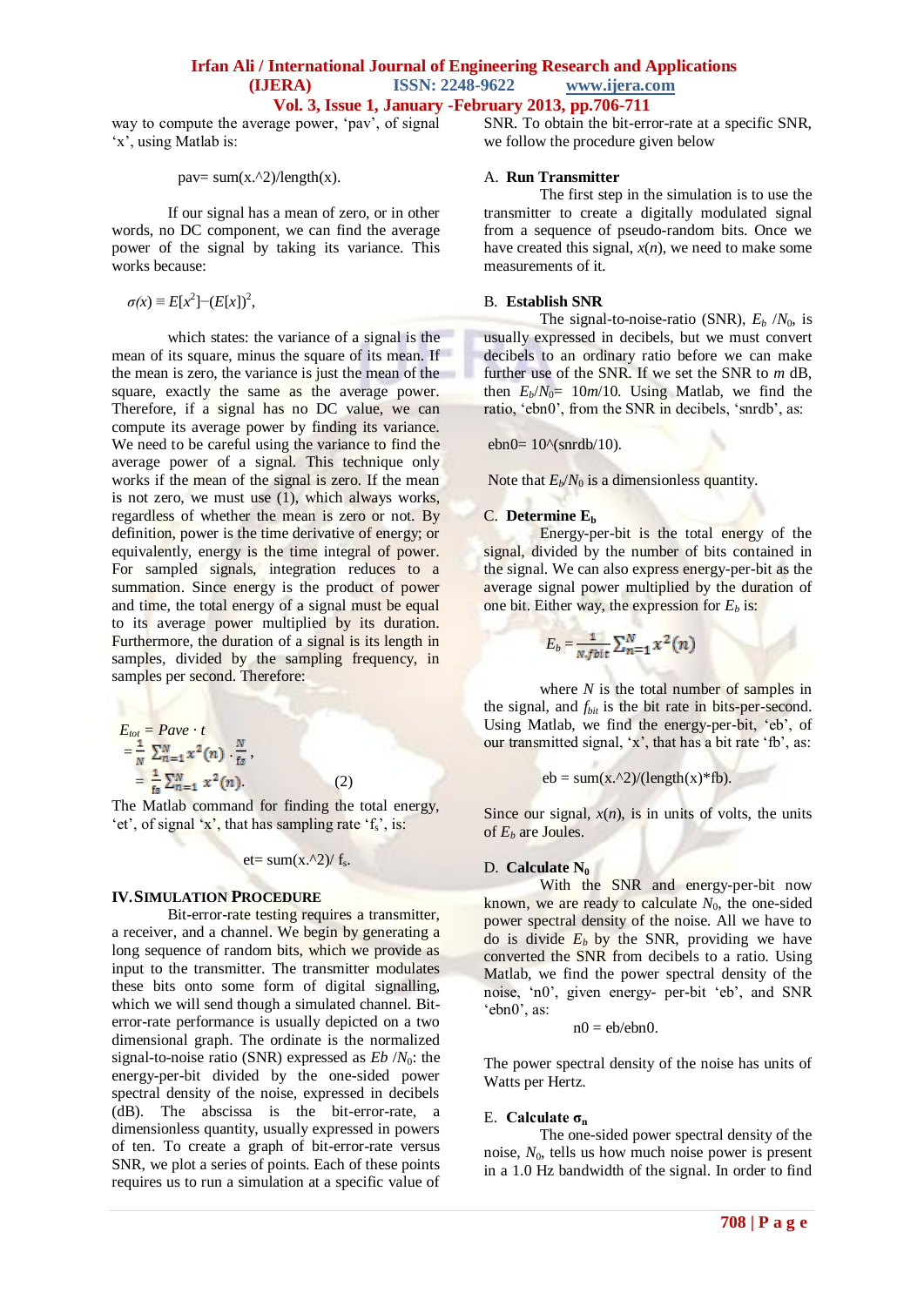way to compute the average power, 'pav', of signal 'x', using Matlab is:

```
pav= sum(x.^2)/length(x).
```

If our signal has a mean of zero, or in other words, no DC component, we can find the average power of the signal by taking its variance. This works because:

$$\sigma(x) \equiv E[x^2]-(E[x])^2,$$

which states: the variance of a signal is the mean of its square, minus the square of its mean. If the mean is zero, the variance is just the mean of the square, exactly the same as the average power. Therefore, if a signal has no DC value, we can compute its average power by finding its variance. We need to be careful using the variance to find the average power of a signal. This technique only works if the mean of the signal is zero. If the mean is not zero, we must use (1), which always works, regardless of whether the mean is zero or not. By definition, power is the time derivative of energy; or equivalently, energy is the time integral of power. For sampled signals, integration reduces to a summation. Since energy is the product of power and time, the total energy of a signal must be equal to its average power multiplied by its duration. Furthermore, the duration of a signal is its length in samples, divided by the sampling frequency, in samples per second. Therefore:

$$\begin{aligned} E_{tot} &= Pave \cdot t \\ &= \frac{1}{N}\sum_{n=1}^{N} x^2(n) \cdot \frac{N}{fs}, \\ &= \frac{1}{fs}\sum_{n=1}^{N} x^2(n). \end{aligned} \qquad (2)$$

The Matlab command for finding the total energy, 'et', of signal 'x', that has sampling rate '$f_s$', is:

```
et= sum(x.^2)/ fs.
```

## IV. SIMULATION PROCEDURE

Bit-error-rate testing requires a transmitter, a receiver, and a channel. We begin by generating a long sequence of random bits, which we provide as input to the transmitter. The transmitter modulates these bits onto some form of digital signalling, which we will send though a simulated channel. Bit-error-rate performance is usually depicted on a two dimensional graph. The ordinate is the normalized signal-to-noise ratio (SNR) expressed as $Eb/N_0$: the energy-per-bit divided by the one-sided power spectral density of the noise, expressed in decibels (dB). The abscissa is the bit-error-rate, a dimensionless quantity, usually expressed in powers of ten. To create a graph of bit-error-rate versus SNR, we plot a series of points. Each of these points requires us to run a simulation at a specific value of SNR. To obtain the bit-error-rate at a specific SNR, we follow the procedure given below

### A. Run Transmitter

The first step in the simulation is to use the transmitter to create a digitally modulated signal from a sequence of pseudo-random bits. Once we have created this signal, $x(n)$, we need to make some measurements of it.

### B. Establish SNR

The signal-to-noise-ratio (SNR), $E_b/N_0$, is usually expressed in decibels, but we must convert decibels to an ordinary ratio before we can make further use of the SNR. If we set the SNR to $m$ dB, then $E_b/N_0 = 10m/10$. Using Matlab, we find the ratio, 'ebn0', from the SNR in decibels, 'snrdb', as:

```
ebn0= 10^(snrdb/10).
```

Note that $E_b/N_0$ is a dimensionless quantity.

### C. Determine $E_b$

Energy-per-bit is the total energy of the signal, divided by the number of bits contained in the signal. We can also express energy-per-bit as the average signal power multiplied by the duration of one bit. Either way, the expression for $E_b$ is:

$$E_b = \frac{1}{N.fbit}\sum_{n=1}^{N} x^2(n)$$

where $N$ is the total number of samples in the signal, and $f_{bit}$ is the bit rate in bits-per-second. Using Matlab, we find the energy-per-bit, 'eb', of our transmitted signal, 'x', that has a bit rate 'fb', as:

```
eb = sum(x.^2)/(length(x)*fb).
```

Since our signal, $x(n)$, is in units of volts, the units of $E_b$ are Joules.

### D. Calculate $N_0$

With the SNR and energy-per-bit now known, we are ready to calculate $N_0$, the one-sided power spectral density of the noise. All we have to do is divide $E_b$ by the SNR, providing we have converted the SNR from decibels to a ratio. Using Matlab, we find the power spectral density of the noise, 'n0', given energy- per-bit 'eb', and SNR 'ebn0', as:

```
n0 = eb/ebn0.
```

The power spectral density of the noise has units of Watts per Hertz.

### E. Calculate $\sigma_n$

The one-sided power spectral density of the noise, $N_0$, tells us how much noise power is present in a 1.0 Hz bandwidth of the signal. In order to find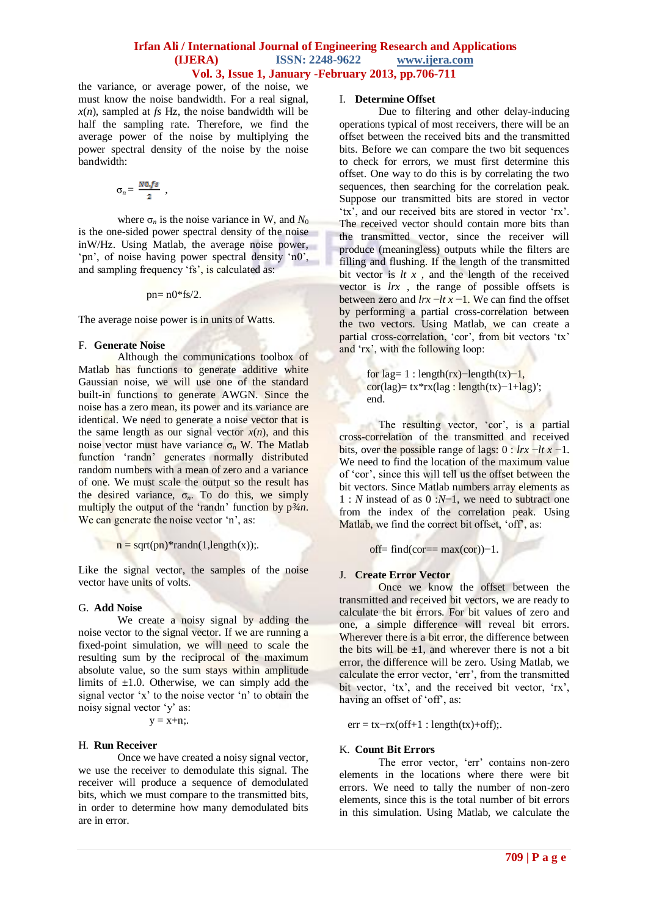the variance, or average power, of the noise, we must know the noise bandwidth. For a real signal, $x(n)$, sampled at $fs$ Hz, the noise bandwidth will be half the sampling rate. Therefore, we find the average power of the noise by multiplying the power spectral density of the noise by the noise bandwidth:

$$\sigma_n = \frac{N0.fs}{2},$$

where $\sigma_n$ is the noise variance in W, and $N_0$ is the one-sided power spectral density of the noise inW/Hz. Using Matlab, the average noise power, 'pn', of noise having power spectral density 'n0', and sampling frequency 'fs', is calculated as:

```
pn= n0*fs/2.
```

The average noise power is in units of Watts.

### F. Generate Noise

Although the communications toolbox of Matlab has functions to generate additive white Gaussian noise, we will use one of the standard built-in functions to generate AWGN. Since the noise has a zero mean, its power and its variance are identical. We need to generate a noise vector that is the same length as our signal vector $x(n)$, and this noise vector must have variance $\sigma_n$ W. The Matlab function 'randn' generates normally distributed random numbers with a mean of zero and a variance of one. We must scale the output so the result has the desired variance, $\sigma_n$. To do this, we simply multiply the output of the 'randn' function by p¾n. We can generate the noise vector 'n', as:

```
n = sqrt(pn)*randn(1,length(x));.
```

Like the signal vector, the samples of the noise vector have units of volts.

### G. Add Noise

We create a noisy signal by adding the noise vector to the signal vector. If we are running a fixed-point simulation, we will need to scale the resulting sum by the reciprocal of the maximum absolute value, so the sum stays within amplitude limits of ±1.0. Otherwise, we can simply add the signal vector 'x' to the noise vector 'n' to obtain the noisy signal vector 'y' as:

```
y = x+n;.
```

### H. Run Receiver

Once we have created a noisy signal vector, we use the receiver to demodulate this signal. The receiver will produce a sequence of demodulated bits, which we must compare to the transmitted bits, in order to determine how many demodulated bits are in error.

### I. Determine Offset

Due to filtering and other delay-inducing operations typical of most receivers, there will be an offset between the received bits and the transmitted bits. Before we can compare the two bit sequences to check for errors, we must first determine this offset. One way to do this is by correlating the two sequences, then searching for the correlation peak. Suppose our transmitted bits are stored in vector 'tx', and our received bits are stored in vector 'rx'. The received vector should contain more bits than the transmitted vector, since the receiver will produce (meaningless) outputs while the filters are filling and flushing. If the length of the transmitted bit vector is $lt\ x$ , and the length of the received vector is $lrx$ , the range of possible offsets is between zero and $lrx - lt\ x - 1$. We can find the offset by performing a partial cross-correlation between the two vectors. Using Matlab, we can create a partial cross-correlation, 'cor', from bit vectors 'tx' and 'rx', with the following loop:

```
for lag= 1 : length(rx)−length(tx)−1,
cor(lag)= tx*rx(lag : length(tx)−1+lag)′;
end.
```

The resulting vector, 'cor', is a partial cross-correlation of the transmitted and received bits, over the possible range of lags: $0 : lrx - lt\ x - 1$. We need to find the location of the maximum value of 'cor', since this will tell us the offset between the bit vectors. Since Matlab numbers array elements as $1 : N$ instead of as $0 : N-1$, we need to subtract one from the index of the correlation peak. Using Matlab, we find the correct bit offset, 'off', as:

```
off= find(cor== max(cor))−1.
```

### J. Create Error Vector

Once we know the offset between the transmitted and received bit vectors, we are ready to calculate the bit errors. For bit values of zero and one, a simple difference will reveal bit errors. Wherever there is a bit error, the difference between the bits will be ±1, and wherever there is not a bit error, the difference will be zero. Using Matlab, we calculate the error vector, 'err', from the transmitted bit vector, 'tx', and the received bit vector, 'rx', having an offset of 'off', as:

```
err = tx−rx(off+1 : length(tx)+off);.
```

### K. Count Bit Errors

The error vector, 'err' contains non-zero elements in the locations where there were bit errors. We need to tally the number of non-zero elements, since this is the total number of bit errors in this simulation. Using Matlab, we calculate the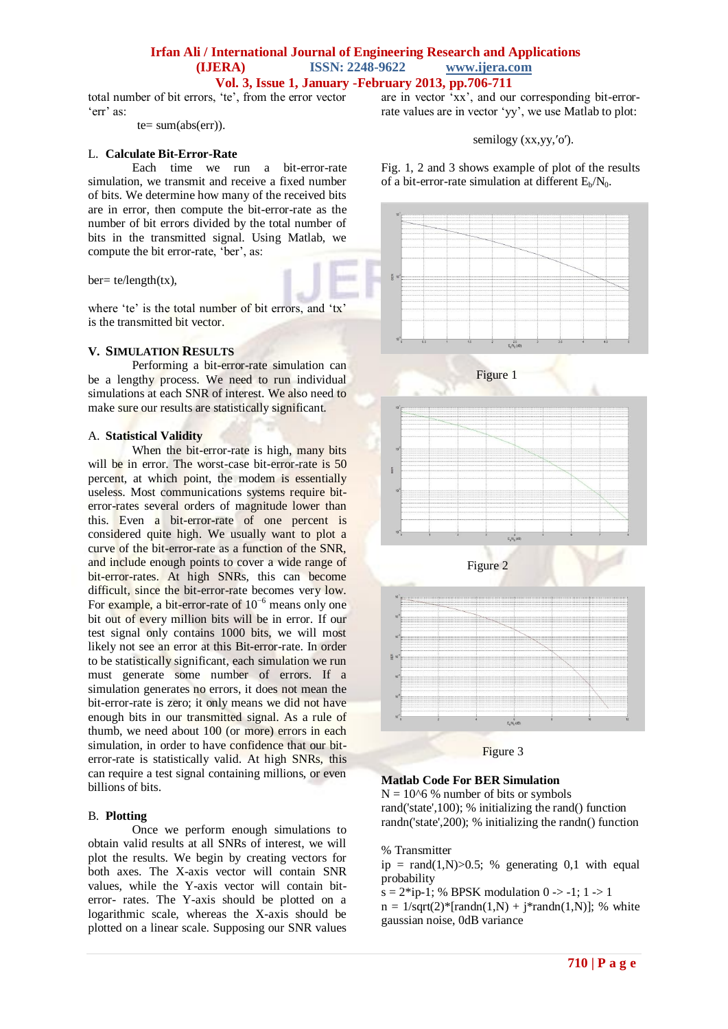total number of bit errors, 'te', from the error vector 'err' as:

te= sum(abs(err)).

## L. Calculate Bit-Error-Rate

Each time we run a bit-error-rate simulation, we transmit and receive a fixed number of bits. We determine how many of the received bits are in error, then compute the bit-error-rate as the number of bit errors divided by the total number of bits in the transmitted signal. Using Matlab, we compute the bit error-rate, 'ber', as:

ber= te/length(tx),

where 'te' is the total number of bit errors, and 'tx' is the transmitted bit vector.

# V. SIMULATION RESULTS

Performing a bit-error-rate simulation can be a lengthy process. We need to run individual simulations at each SNR of interest. We also need to make sure our results are statistically significant.

## A. Statistical Validity

When the bit-error-rate is high, many bits will be in error. The worst-case bit-error-rate is 50 percent, at which point, the modem is essentially useless. Most communications systems require bit-error-rates several orders of magnitude lower than this. Even a bit-error-rate of one percent is considered quite high. We usually want to plot a curve of the bit-error-rate as a function of the SNR, and include enough points to cover a wide range of bit-error-rates. At high SNRs, this can become difficult, since the bit-error-rate becomes very low. For example, a bit-error-rate of $10^{-6}$ means only one bit out of every million bits will be in error. If our test signal only contains 1000 bits, we will most likely not see an error at this Bit-error-rate. In order to be statistically significant, each simulation we run must generate some number of errors. If a simulation generates no errors, it does not mean the bit-error-rate is zero; it only means we did not have enough bits in our transmitted signal. As a rule of thumb, we need about 100 (or more) errors in each simulation, in order to have confidence that our bit-error-rate is statistically valid. At high SNRs, this can require a test signal containing millions, or even billions of bits.

## B. Plotting

Once we perform enough simulations to obtain valid results at all SNRs of interest, we will plot the results. We begin by creating vectors for both axes. The X-axis vector will contain SNR values, while the Y-axis vector will contain bit-error- rates. The Y-axis should be plotted on a logarithmic scale, whereas the X-axis should be plotted on a linear scale. Supposing our SNR values are in vector 'xx', and our corresponding bit-error-rate values are in vector 'yy', we use Matlab to plot:

semilogy (xx,yy,'o').

Fig. 1, 2 and 3 shows example of plot of the results of a bit-error-rate simulation at different $E_b/N_0$.

Figure 1

Figure 2

Figure 3

## Matlab Code For BER Simulation

```
N = 10^6 % number of bits or symbols
rand('state',100); % initializing the rand() function
randn('state',200); % initializing the randn() function

% Transmitter
ip = rand(1,N)>0.5; % generating 0,1 with equal probability
s = 2*ip-1; % BPSK modulation 0 -> -1; 1 -> 1
n = 1/sqrt(2)*[randn(1,N) + j*randn(1,N)]; % white gaussian noise, 0dB variance
```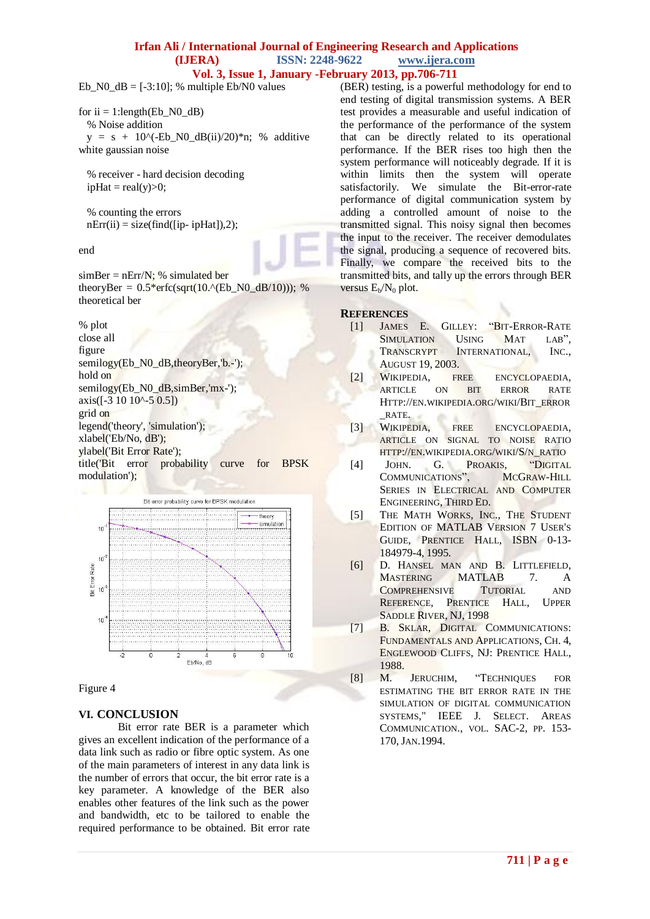```
Eb_N0_dB = [-3:10]; % multiple Eb/N0 values

for ii = 1:length(Eb_N0_dB)
  % Noise addition
  y = s + 10^(-Eb_N0_dB(ii)/20)*n; % additive white gaussian noise

  % receiver - hard decision decoding
  ipHat = real(y)>0;

  % counting the errors
  nErr(ii) = size(find([ip- ipHat]),2);

end

simBer = nErr/N; % simulated ber
theoryBer = 0.5*erfc(sqrt(10.^(Eb_N0_dB/10))); % theoretical ber

% plot
close all
figure
semilogy(Eb_N0_dB,theoryBer,'b.-');
hold on
semilogy(Eb_N0_dB,simBer,'mx-');
axis([-3 10 10^-5 0.5])
grid on
legend('theory', 'simulation');
xlabel('Eb/No, dB');
ylabel('Bit Error Rate');
title('Bit error probability curve for BPSK modulation');
```

Bit error probability curve for BPSK modulation

theory
simulation

Bit Error Rate

$10^{-1}$
$10^{-2}$
$10^{-3}$
$10^{-4}$

-2 0 2 4 6 8 10

Eb/No, dB

Figure 4

## VI. CONCLUSION

Bit error rate BER is a parameter which gives an excellent indication of the performance of a data link such as radio or fibre optic system. As one of the main parameters of interest in any data link is the number of errors that occur, the bit error rate is a key parameter. A knowledge of the BER also enables other features of the link such as the power and bandwidth, etc to be tailored to enable the required performance to be obtained. Bit error rate (BER) testing, is a powerful methodology for end to end testing of digital transmission systems. A BER test provides a measurable and useful indication of the performance of the performance of the system that can be directly related to its operational performance. If the BER rises too high then the system performance will noticeably degrade. If it is within limits then the system will operate satisfactorily. We simulate the Bit-error-rate performance of digital communication system by adding a controlled amount of noise to the transmitted signal. This noisy signal then becomes the input to the receiver. The receiver demodulates the signal, producing a sequence of recovered bits. Finally, we compare the received bits to the transmitted bits, and tally up the errors through BER versus $E_b/N_0$ plot.

## REFERENCES

[1] James E. Gilley: "Bit-Error-Rate Simulation Using Mat lab", Transcrypt International, Inc., August 19, 2003.

[2] Wikipedia, free encyclopaedia, article on bit error rate http://en.wikipedia.org/wiki/Bit_error_rate.

[3] Wikipedia, free encyclopaedia, article on signal to noise ratio http://en.wikipedia.org/wiki/S/N_ratio

[4] John. G. Proakis, "Digital Communications", McGraw-Hill Series in Electrical and Computer Engineering, Third Ed.

[5] The Math Works, Inc., The Student Edition of MATLAB Version 7 User's Guide, Prentice Hall, ISBN 0-13-184979-4, 1995.

[6] D. Hansel man and B. Littlefield, Mastering MATLAB 7. A Comprehensive Tutorial and Reference, Prentice Hall, Upper Saddle River, NJ, 1998

[7] B. Sklar, Digital Communications: Fundamentals and Applications, Ch. 4, Englewood Cliffs, NJ: Prentice Hall, 1988.

[8] M. Jeruchim, "Techniques for estimating the bit error rate in the simulation of digital communication systems," IEEE J. Select. Areas Communication., vol. SAC-2, pp. 153-170, Jan.1994.